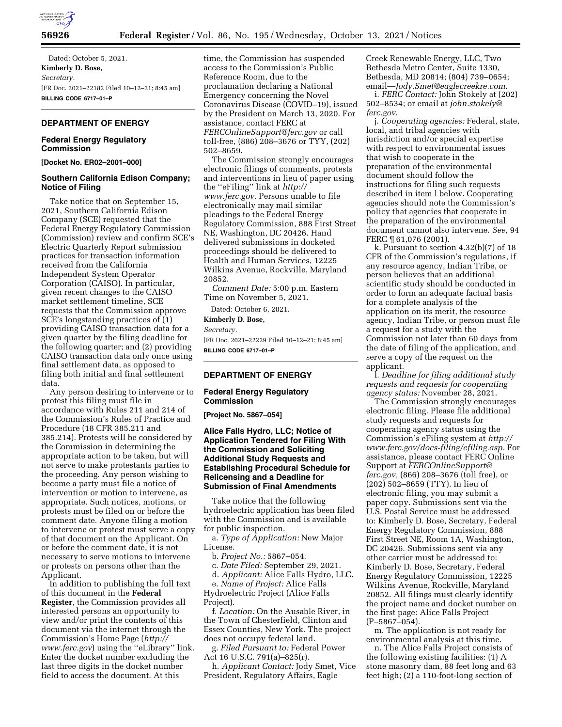Dated: October 5, 2021.

**Kimberly D. Bose,**

*Secretary.*

[FR Doc. 2021–22182 Filed 10–12–21; 8:45 am]

**BILLING CODE 6717–01–P**

## DEPARTMENT OF ENERGY

### Federal Energy Regulatory Commission

**[Docket No. ER02–2001–000]**

### Southern California Edison Company; Notice of Filing

Take notice that on September 15, 2021, Southern California Edison Company (SCE) requested that the Federal Energy Regulatory Commission (Commission) review and confirm SCE's Electric Quarterly Report submission practices for transaction information received from the California Independent System Operator Corporation (CAISO). In particular, given recent changes to the CAISO market settlement timeline, SCE requests that the Commission approve SCE's longstanding practices of (1) providing CAISO transaction data for a given quarter by the filing deadline for the following quarter; and (2) providing CAISO transaction data only once using final settlement data, as opposed to filing both initial and final settlement data.

Any person desiring to intervene or to protest this filing must file in accordance with Rules 211 and 214 of the Commission's Rules of Practice and Procedure (18 CFR 385.211 and 385.214). Protests will be considered by the Commission in determining the appropriate action to be taken, but will not serve to make protestants parties to the proceeding. Any person wishing to become a party must file a notice of intervention or motion to intervene, as appropriate. Such notices, motions, or protests must be filed on or before the comment date. Anyone filing a motion to intervene or protest must serve a copy of that document on the Applicant. On or before the comment date, it is not necessary to serve motions to intervene or protests on persons other than the Applicant.

In addition to publishing the full text of this document in the **Federal Register**, the Commission provides all interested persons an opportunity to view and/or print the contents of this document via the internet through the Commission's Home Page (*http://www.ferc.gov*) using the ''eLibrary'' link. Enter the docket number excluding the last three digits in the docket number field to access the document. At this time, the Commission has suspended access to the Commission's Public Reference Room, due to the proclamation declaring a National Emergency concerning the Novel Coronavirus Disease (COVID–19), issued by the President on March 13, 2020. For assistance, contact FERC at *FERCOnlineSupport@ferc.gov* or call toll-free, (886) 208–3676 or TYY, (202) 502–8659.

The Commission strongly encourages electronic filings of comments, protests and interventions in lieu of paper using the ''eFiling'' link at *http://www.ferc.gov.* Persons unable to file electronically may mail similar pleadings to the Federal Energy Regulatory Commission, 888 First Street NE, Washington, DC 20426. Hand delivered submissions in docketed proceedings should be delivered to Health and Human Services, 12225 Wilkins Avenue, Rockville, Maryland 20852.

*Comment Date:* 5:00 p.m. Eastern Time on November 5, 2021.

Dated: October 6, 2021.

**Kimberly D. Bose,**

*Secretary.*

[FR Doc. 2021–22229 Filed 10–12–21; 8:45 am]

**BILLING CODE 6717–01–P**

## DEPARTMENT OF ENERGY

### Federal Energy Regulatory Commission

**[Project No. 5867–054]**

### Alice Falls Hydro, LLC; Notice of Application Tendered for Filing With the Commission and Soliciting Additional Study Requests and Establishing Procedural Schedule for Relicensing and a Deadline for Submission of Final Amendments

Take notice that the following hydroelectric application has been filed with the Commission and is available for public inspection.

a. *Type of Application:* New Major License.

b. *Project No.:* 5867–054.

c. *Date Filed:* September 29, 2021.

d. *Applicant:* Alice Falls Hydro, LLC.

e. *Name of Project:* Alice Falls Hydroelectric Project (Alice Falls Project).

f. *Location:* On the Ausable River, in the Town of Chesterfield, Clinton and Essex Counties, New York. The project does not occupy federal land.

g. *Filed Pursuant to:* Federal Power Act 16 U.S.C. 791(a)–825(r).

h. *Applicant Contact:* Jody Smet, Vice President, Regulatory Affairs, Eagle Creek Renewable Energy, LLC, Two Bethesda Metro Center, Suite 1330, Bethesda, MD 20814; (804) 739–0654; email—*Jody.Smet@eaglecreekre.com.*

i. *FERC Contact:* John Stokely at (202) 502–8534; or email at *john.stokely@ferc.gov.*

j. *Cooperating agencies:* Federal, state, local, and tribal agencies with jurisdiction and/or special expertise with respect to environmental issues that wish to cooperate in the preparation of the environmental document should follow the instructions for filing such requests described in item l below. Cooperating agencies should note the Commission's policy that agencies that cooperate in the preparation of the environmental document cannot also intervene. *See,* 94 FERC ¶ 61,076 (2001).

k. Pursuant to section 4.32(b)(7) of 18 CFR of the Commission's regulations, if any resource agency, Indian Tribe, or person believes that an additional scientific study should be conducted in order to form an adequate factual basis for a complete analysis of the application on its merit, the resource agency, Indian Tribe, or person must file a request for a study with the Commission not later than 60 days from the date of filing of the application, and serve a copy of the request on the applicant.

l. *Deadline for filing additional study requests and requests for cooperating agency status:* November 28, 2021.

The Commission strongly encourages electronic filing. Please file additional study requests and requests for cooperating agency status using the Commission's eFiling system at *http://www.ferc.gov/docs-filing/efiling.asp.* For assistance, please contact FERC Online Support at *FERCOnlineSupport@ferc.gov,* (866) 208–3676 (toll free), or (202) 502–8659 (TTY). In lieu of electronic filing, you may submit a paper copy. Submissions sent via the U.S. Postal Service must be addressed to: Kimberly D. Bose, Secretary, Federal Energy Regulatory Commission, 888 First Street NE, Room 1A, Washington, DC 20426. Submissions sent via any other carrier must be addressed to: Kimberly D. Bose, Secretary, Federal Energy Regulatory Commission, 12225 Wilkins Avenue, Rockville, Maryland 20852. All filings must clearly identify the project name and docket number on the first page: Alice Falls Project (P–5867–054).

m. The application is not ready for environmental analysis at this time.

n. The Alice Falls Project consists of the following existing facilities: (1) A stone masonry dam, 88 feet long and 63 feet high; (2) a 110-foot-long section of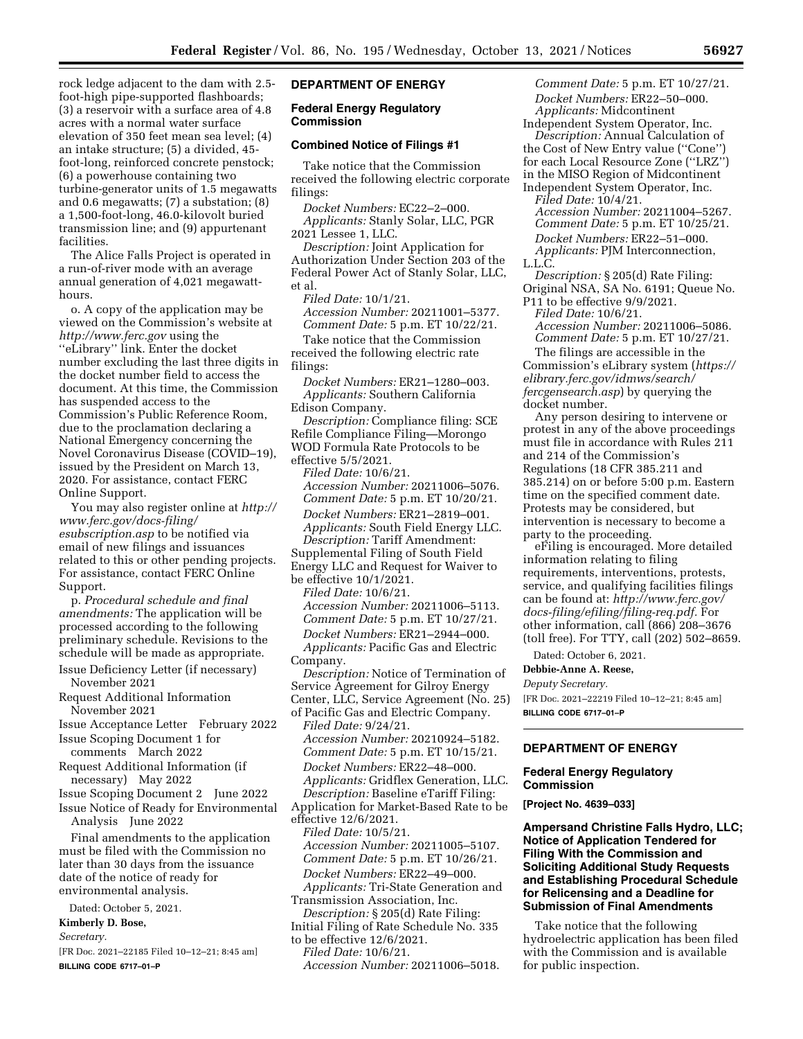rock ledge adjacent to the dam with 2.5-foot-high pipe-supported flashboards; (3) a reservoir with a surface area of 4.8 acres with a normal water surface elevation of 350 feet mean sea level; (4) an intake structure; (5) a divided, 45-foot-long, reinforced concrete penstock; (6) a powerhouse containing two turbine-generator units of 1.5 megawatts and 0.6 megawatts; (7) a substation; (8) a 1,500-foot-long, 46.0-kilovolt buried transmission line; and (9) appurtenant facilities.

The Alice Falls Project is operated in a run-of-river mode with an average annual generation of 4,021 megawatt-hours.

o. A copy of the application may be viewed on the Commission's website at *http://www.ferc.gov* using the "eLibrary" link. Enter the docket number excluding the last three digits in the docket number field to access the document. At this time, the Commission has suspended access to the Commission's Public Reference Room, due to the proclamation declaring a National Emergency concerning the Novel Coronavirus Disease (COVID–19), issued by the President on March 13, 2020. For assistance, contact FERC Online Support.

You may also register online at *http://www.ferc.gov/docs-filing/esubscription.asp* to be notified via email of new filings and issuances related to this or other pending projects. For assistance, contact FERC Online Support.

p. *Procedural schedule and final amendments:* The application will be processed according to the following preliminary schedule. Revisions to the schedule will be made as appropriate.

| | |
|---|---|
| Issue Deficiency Letter (if necessary) | November 2021 |
| Request Additional Information | November 2021 |
| Issue Acceptance Letter | February 2022 |
| Issue Scoping Document 1 for comments | March 2022 |
| Request Additional Information (if necessary) | May 2022 |
| Issue Scoping Document 2 | June 2022 |
| Issue Notice of Ready for Environmental Analysis | June 2022 |

Final amendments to the application must be filed with the Commission no later than 30 days from the issuance date of the notice of ready for environmental analysis.

Dated: October 5, 2021.

**Kimberly D. Bose,**

*Secretary.*

[FR Doc. 2021–22185 Filed 10–12–21; 8:45 am]

**BILLING CODE 6717–01–P**

## DEPARTMENT OF ENERGY

### Federal Energy Regulatory Commission

#### Combined Notice of Filings #1

Take notice that the Commission received the following electric corporate filings:

*Docket Numbers:* EC22–2–000.
*Applicants:* Stanly Solar, LLC, PGR 2021 Lessee 1, LLC.
*Description:* Joint Application for Authorization Under Section 203 of the Federal Power Act of Stanly Solar, LLC, et al.
*Filed Date:* 10/1/21.
*Accession Number:* 20211001–5377.
*Comment Date:* 5 p.m. ET 10/22/21.

Take notice that the Commission received the following electric rate filings:

*Docket Numbers:* ER21–1280–003.
*Applicants:* Southern California Edison Company.
*Description:* Compliance filing: SCE Refile Compliance Filing—Morongo WOD Formula Rate Protocols to be effective 5/5/2021.
*Filed Date:* 10/6/21.
*Accession Number:* 20211006–5076.
*Comment Date:* 5 p.m. ET 10/20/21.

*Docket Numbers:* ER21–2819–001.
*Applicants:* South Field Energy LLC.
*Description:* Tariff Amendment: Supplemental Filing of South Field Energy LLC and Request for Waiver to be effective 10/1/2021.
*Filed Date:* 10/6/21.
*Accession Number:* 20211006–5113.
*Comment Date:* 5 p.m. ET 10/27/21.

*Docket Numbers:* ER21–2944–000.
*Applicants:* Pacific Gas and Electric Company.
*Description:* Notice of Termination of Service Agreement for Gilroy Energy Center, LLC, Service Agreement (No. 25) of Pacific Gas and Electric Company.
*Filed Date:* 9/24/21.
*Accession Number:* 20210924–5182.
*Comment Date:* 5 p.m. ET 10/15/21.

*Docket Numbers:* ER22–48–000.
*Applicants:* Gridflex Generation, LLC.
*Description:* Baseline eTariff Filing: Application for Market-Based Rate to be effective 12/6/2021.
*Filed Date:* 10/5/21.
*Accession Number:* 20211005–5107.
*Comment Date:* 5 p.m. ET 10/26/21.

*Docket Numbers:* ER22–49–000.
*Applicants:* Tri-State Generation and Transmission Association, Inc.
*Description:* § 205(d) Rate Filing: Initial Filing of Rate Schedule No. 335 to be effective 12/6/2021.
*Filed Date:* 10/6/21.
*Accession Number:* 20211006–5018.
*Comment Date:* 5 p.m. ET 10/27/21.

*Docket Numbers:* ER22–50–000.
*Applicants:* Midcontinent Independent System Operator, Inc.
*Description:* Annual Calculation of the Cost of New Entry value ("Cone") for each Local Resource Zone ("LRZ") in the MISO Region of Midcontinent Independent System Operator, Inc.
*Filed Date:* 10/4/21.
*Accession Number:* 20211004–5267.
*Comment Date:* 5 p.m. ET 10/25/21.

*Docket Numbers:* ER22–51–000.
*Applicants:* PJM Interconnection, L.L.C.
*Description:* § 205(d) Rate Filing: Original NSA, SA No. 6191; Queue No. P11 to be effective 9/9/2021.
*Filed Date:* 10/6/21.
*Accession Number:* 20211006–5086.
*Comment Date:* 5 p.m. ET 10/27/21.

The filings are accessible in the Commission's eLibrary system (*https://elibrary.ferc.gov/idmws/search/fercgensearch.asp*) by querying the docket number.

Any person desiring to intervene or protest in any of the above proceedings must file in accordance with Rules 211 and 214 of the Commission's Regulations (18 CFR 385.211 and 385.214) on or before 5:00 p.m. Eastern time on the specified comment date. Protests may be considered, but intervention is necessary to become a party to the proceeding.

eFiling is encouraged. More detailed information relating to filing requirements, interventions, protests, service, and qualifying facilities filings can be found at: *http://www.ferc.gov/docs-filing/efiling/filing-req.pdf.* For other information, call (866) 208–3676 (toll free). For TTY, call (202) 502–8659.

Dated: October 6, 2021.

**Debbie-Anne A. Reese,**

*Deputy Secretary.*

[FR Doc. 2021–22219 Filed 10–12–21; 8:45 am]

**BILLING CODE 6717–01–P**

## DEPARTMENT OF ENERGY

### Federal Energy Regulatory Commission

**[Project No. 4639–033]**

#### Ampersand Christine Falls Hydro, LLC; Notice of Application Tendered for Filing With the Commission and Soliciting Additional Study Requests and Establishing Procedural Schedule for Relicensing and a Deadline for Submission of Final Amendments

Take notice that the following hydroelectric application has been filed with the Commission and is available for public inspection.